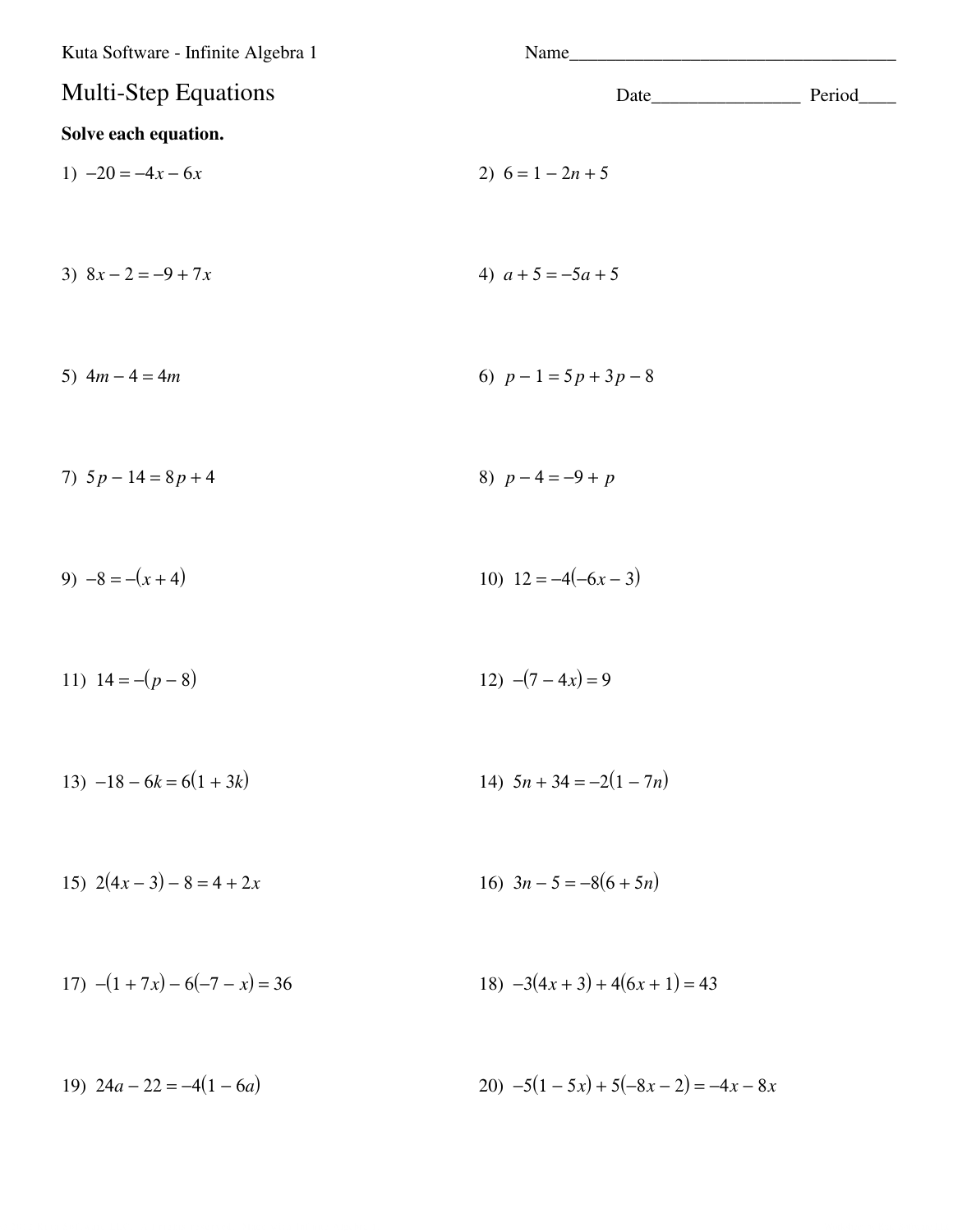Kuta Software - Infinite Algebra 1

Name___________________________________

# Multi-Step Equations

Date________________ Period____

**Solve each equation.**

1) $-20 = -4x - 6x$

2) $6 = 1 - 2n + 5$

3) $8x - 2 = -9 + 7x$

4) $a + 5 = -5a + 5$

5) $4m - 4 = 4m$

6) $p - 1 = 5p + 3p - 8$

7) $5p - 14 = 8p + 4$

8) $p - 4 = -9 + p$

9) $-8 = -(x + 4)$

10) $12 = -4(-6x - 3)$

11) $14 = -(p - 8)$

12) $-(7 - 4x) = 9$

13) $-18 - 6k = 6(1 + 3k)$

14) $5n + 34 = -2(1 - 7n)$

15) $2(4x - 3) - 8 = 4 + 2x$

16) $3n - 5 = -8(6 + 5n)$

17) $-(1 + 7x) - 6(-7 - x) = 36$

18) $-3(4x + 3) + 4(6x + 1) = 43$

19) $24a - 22 = -4(1 - 6a)$

20) $-5(1 - 5x) + 5(-8x - 2) = -4x - 8x$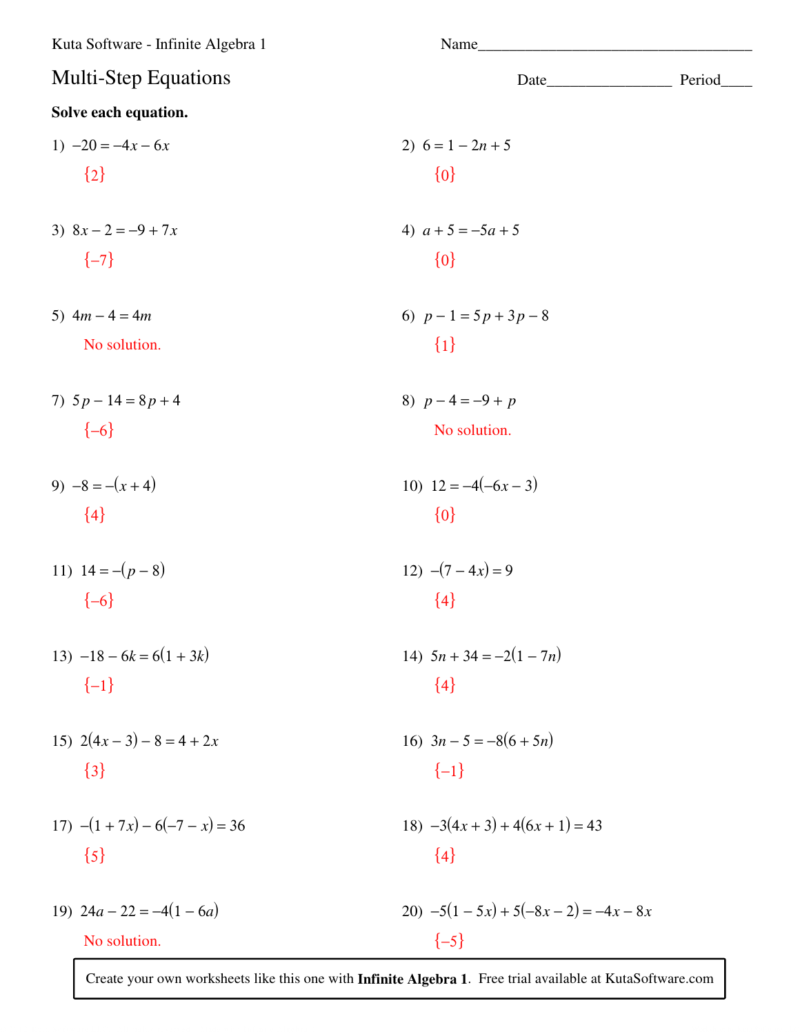Kuta Software - Infinite Algebra 1

Name\_\_\_\_\_\_\_\_\_\_\_\_\_\_\_\_\_\_\_\_\_\_\_\_\_\_\_\_\_\_\_\_\_\_\_\_

# Multi-Step Equations

Date\_\_\_\_\_\_\_\_\_\_\_\_\_\_\_\_ Period\_\_\_\_

**Solve each equation.**

1) $-20 = -4x - 6x$

$\{2\}$

2) $6 = 1 - 2n + 5$

$\{0\}$

3) $8x - 2 = -9 + 7x$

$\{-7\}$

4) $a + 5 = -5a + 5$

$\{0\}$

5) $4m - 4 = 4m$

No solution.

6) $p - 1 = 5p + 3p - 8$

$\{1\}$

7) $5p - 14 = 8p + 4$

$\{-6\}$

8) $p - 4 = -9 + p$

No solution.

9) $-8 = -(x + 4)$

$\{4\}$

10) $12 = -4(-6x - 3)$

$\{0\}$

11) $14 = -(p - 8)$

$\{-6\}$

12) $-(7 - 4x) = 9$

$\{4\}$

13) $-18 - 6k = 6(1 + 3k)$

$\{-1\}$

14) $5n + 34 = -2(1 - 7n)$

$\{4\}$

15) $2(4x - 3) - 8 = 4 + 2x$

$\{3\}$

16) $3n - 5 = -8(6 + 5n)$

$\{-1\}$

17) $-(1 + 7x) - 6(-7 - x) = 36$

$\{5\}$

18) $-3(4x + 3) + 4(6x + 1) = 43$

$\{4\}$

19) $24a - 22 = -4(1 - 6a)$

No solution.

20) $-5(1 - 5x) + 5(-8x - 2) = -4x - 8x$

$\{-5\}$

Create your own worksheets like this one with **Infinite Algebra 1**. Free trial available at KutaSoftware.com